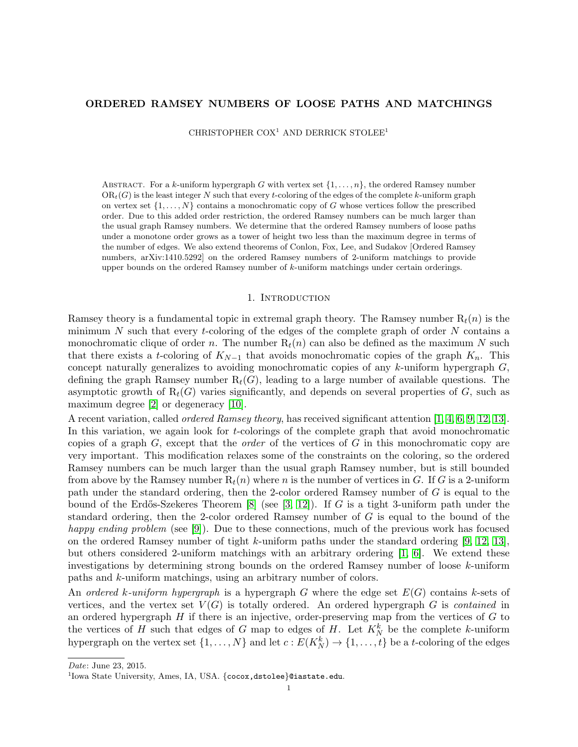# ORDERED RAMSEY NUMBERS OF LOOSE PATHS AND MATCHINGS

CHRISTOPHER COX[1] AND DERRICK STOLEE[1]

ABSTRACT. For a $k$-uniform hypergraph $G$ with vertex set $\{1,\ldots,n\}$, the ordered Ramsey number $\mathrm{OR}_t(G)$ is the least integer $N$ such that every $t$-coloring of the edges of the complete $k$-uniform graph on vertex set $\{1,\ldots,N\}$ contains a monochromatic copy of $G$ whose vertices follow the prescribed order. Due to this added order restriction, the ordered Ramsey numbers can be much larger than the usual graph Ramsey numbers. We determine that the ordered Ramsey numbers of loose paths under a monotone order grows as a tower of height two less than the maximum degree in terms of the number of edges. We also extend theorems of Conlon, Fox, Lee, and Sudakov [Ordered Ramsey numbers, arXiv:1410.5292] on the ordered Ramsey numbers of 2-uniform matchings to provide upper bounds on the ordered Ramsey number of $k$-uniform matchings under certain orderings.

## 1. INTRODUCTION

Ramsey theory is a fundamental topic in extremal graph theory. The Ramsey number $\mathrm{R}_t(n)$ is the minimum $N$ such that every $t$-coloring of the edges of the complete graph of order $N$ contains a monochromatic clique of order $n$. The number $\mathrm{R}_t(n)$ can also be defined as the maximum $N$ such that there exists a $t$-coloring of $K_{N-1}$ that avoids monochromatic copies of the graph $K_n$. This concept naturally generalizes to avoiding monochromatic copies of any $k$-uniform hypergraph $G$, defining the graph Ramsey number $\mathrm{R}_t(G)$, leading to a large number of available questions. The asymptotic growth of $\mathrm{R}_t(G)$ varies significantly, and depends on several properties of $G$, such as maximum degree [2] or degeneracy [10].

A recent variation, called *ordered Ramsey theory*, has received significant attention [1, 4, 6, 9, 12, 13]. In this variation, we again look for $t$-colorings of the complete graph that avoid monochromatic copies of a graph $G$, except that the *order* of the vertices of $G$ in this monochromatic copy are very important. This modification relaxes some of the constraints on the coloring, so the ordered Ramsey numbers can be much larger than the usual graph Ramsey number, but is still bounded from above by the Ramsey number $\mathrm{R}_t(n)$ where $n$ is the number of vertices in $G$. If $G$ is a 2-uniform path under the standard ordering, then the 2-color ordered Ramsey number of $G$ is equal to the bound of the Erdős-Szekeres Theorem [8] (see [3, 12]). If $G$ is a tight 3-uniform path under the standard ordering, then the 2-color ordered Ramsey number of $G$ is equal to the bound of the *happy ending problem* (see [9]). Due to these connections, much of the previous work has focused on the ordered Ramsey number of tight $k$-uniform paths under the standard ordering [9, 12, 13], but others considered 2-uniform matchings with an arbitrary ordering [1, 6]. We extend these investigations by determining strong bounds on the ordered Ramsey number of loose $k$-uniform paths and $k$-uniform matchings, using an arbitrary number of colors.

An *ordered $k$-uniform hypergraph* is a hypergraph $G$ where the edge set $E(G)$ contains $k$-sets of vertices, and the vertex set $V(G)$ is totally ordered. An ordered hypergraph $G$ is *contained* in an ordered hypergraph $H$ if there is an injective, order-preserving map from the vertices of $G$ to the vertices of $H$ such that edges of $G$ map to edges of $H$. Let $K_N^k$ be the complete $k$-uniform hypergraph on the vertex set $\{1,\ldots,N\}$ and let $c : E(K_N^k) \to \{1,\ldots,t\}$ be a $t$-coloring of the edges

---

*Date*: June 23, 2015.

[1]Iowa State University, Ames, IA, USA. {cocox,dstolee}@iastate.edu.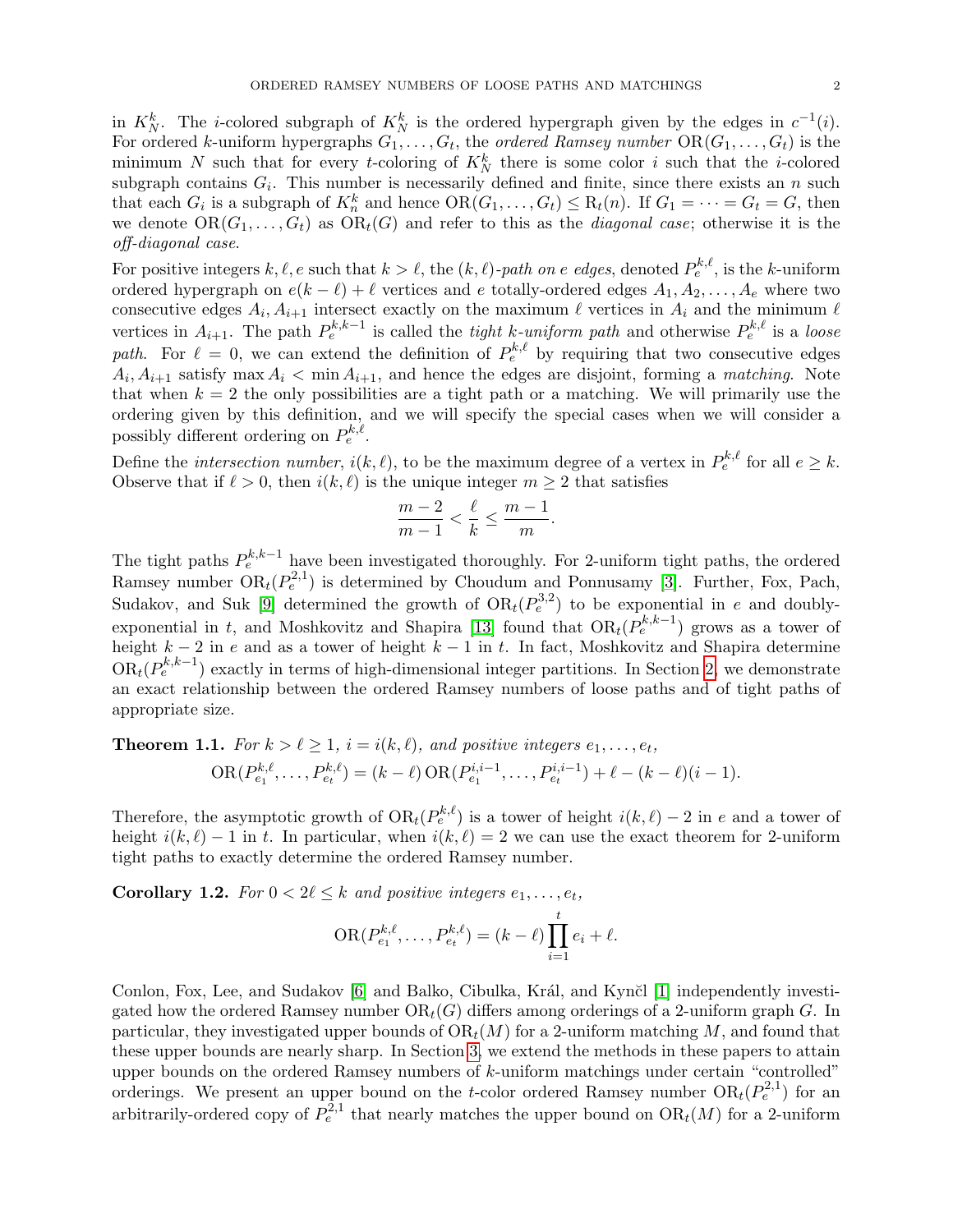in $K_N^k$. The $i$-colored subgraph of $K_N^k$ is the ordered hypergraph given by the edges in $c^{-1}(i)$. For ordered $k$-uniform hypergraphs $G_1, \ldots, G_t$, the *ordered Ramsey number* $\mathrm{OR}(G_1, \ldots, G_t)$ is the minimum $N$ such that for every $t$-coloring of $K_N^k$ there is some color $i$ such that the $i$-colored subgraph contains $G_i$. This number is necessarily defined and finite, since there exists an $n$ such that each $G_i$ is a subgraph of $K_n^k$ and hence $\mathrm{OR}(G_1, \ldots, G_t) \le \mathrm{R}_t(n)$. If $G_1 = \cdots = G_t = G$, then we denote $\mathrm{OR}(G_1, \ldots, G_t)$ as $\mathrm{OR}_t(G)$ and refer to this as the *diagonal case*; otherwise it is the *off-diagonal case*.

For positive integers $k, \ell, e$ such that $k > \ell$, the *$(k,\ell)$-path on $e$ edges*, denoted $P_e^{k,\ell}$, is the $k$-uniform ordered hypergraph on $e(k-\ell)+\ell$ vertices and $e$ totally-ordered edges $A_1, A_2, \ldots, A_e$ where two consecutive edges $A_i, A_{i+1}$ intersect exactly on the maximum $\ell$ vertices in $A_i$ and the minimum $\ell$ vertices in $A_{i+1}$. The path $P_e^{k,k-1}$ is called the *tight $k$-uniform path* and otherwise $P_e^{k,\ell}$ is a *loose path*. For $\ell = 0$, we can extend the definition of $P_e^{k,\ell}$ by requiring that two consecutive edges $A_i, A_{i+1}$ satisfy $\max A_i < \min A_{i+1}$, and hence the edges are disjoint, forming a *matching*. Note that when $k = 2$ the only possibilities are a tight path or a matching. We will primarily use the ordering given by this definition, and we will specify the special cases when we will consider a possibly different ordering on $P_e^{k,\ell}$.

Define the *intersection number*, $i(k,\ell)$, to be the maximum degree of a vertex in $P_e^{k,\ell}$ for all $e \ge k$. Observe that if $\ell > 0$, then $i(k,\ell)$ is the unique integer $m \ge 2$ that satisfies

$$\frac{m-2}{m-1} < \frac{\ell}{k} \le \frac{m-1}{m}.$$

The tight paths $P_e^{k,k-1}$ have been investigated thoroughly. For 2-uniform tight paths, the ordered Ramsey number $\mathrm{OR}_t(P_e^{2,1})$ is determined by Choudum and Ponnusamy [3]. Further, Fox, Pach, Sudakov, and Suk [9] determined the growth of $\mathrm{OR}_t(P_e^{3,2})$ to be exponential in $e$ and doubly-exponential in $t$, and Moshkovitz and Shapira [13] found that $\mathrm{OR}_t(P_e^{k,k-1})$ grows as a tower of height $k-2$ in $e$ and as a tower of height $k-1$ in $t$. In fact, Moshkovitz and Shapira determine $\mathrm{OR}_t(P_e^{k,k-1})$ exactly in terms of high-dimensional integer partitions. In Section 2, we demonstrate an exact relationship between the ordered Ramsey numbers of loose paths and of tight paths of appropriate size.

**Theorem 1.1.** *For $k > \ell \ge 1$, $i = i(k,\ell)$, and positive integers $e_1, \ldots, e_t$,*

$$\mathrm{OR}(P_{e_1}^{k,\ell}, \ldots, P_{e_t}^{k,\ell}) = (k-\ell)\,\mathrm{OR}(P_{e_1}^{i,i-1}, \ldots, P_{e_t}^{i,i-1}) + \ell - (k-\ell)(i-1).$$

Therefore, the asymptotic growth of $\mathrm{OR}_t(P_e^{k,\ell})$ is a tower of height $i(k,\ell)-2$ in $e$ and a tower of height $i(k,\ell)-1$ in $t$. In particular, when $i(k,\ell) = 2$ we can use the exact theorem for 2-uniform tight paths to exactly determine the ordered Ramsey number.

**Corollary 1.2.** *For $0 < 2\ell \le k$ and positive integers $e_1, \ldots, e_t$,*

$$\mathrm{OR}(P_{e_1}^{k,\ell}, \ldots, P_{e_t}^{k,\ell}) = (k-\ell)\prod_{i=1}^{t} e_i + \ell.$$

Conlon, Fox, Lee, and Sudakov [6] and Balko, Cibulka, Král, and Kynčl [1] independently investigated how the ordered Ramsey number $\mathrm{OR}_t(G)$ differs among orderings of a 2-uniform graph $G$. In particular, they investigated upper bounds of $\mathrm{OR}_t(M)$ for a 2-uniform matching $M$, and found that these upper bounds are nearly sharp. In Section 3, we extend the methods in these papers to attain upper bounds on the ordered Ramsey numbers of $k$-uniform matchings under certain "controlled" orderings. We present an upper bound on the $t$-color ordered Ramsey number $\mathrm{OR}_t(P_e^{2,1})$ for an arbitrarily-ordered copy of $P_e^{2,1}$ that nearly matches the upper bound on $\mathrm{OR}_t(M)$ for a 2-uniform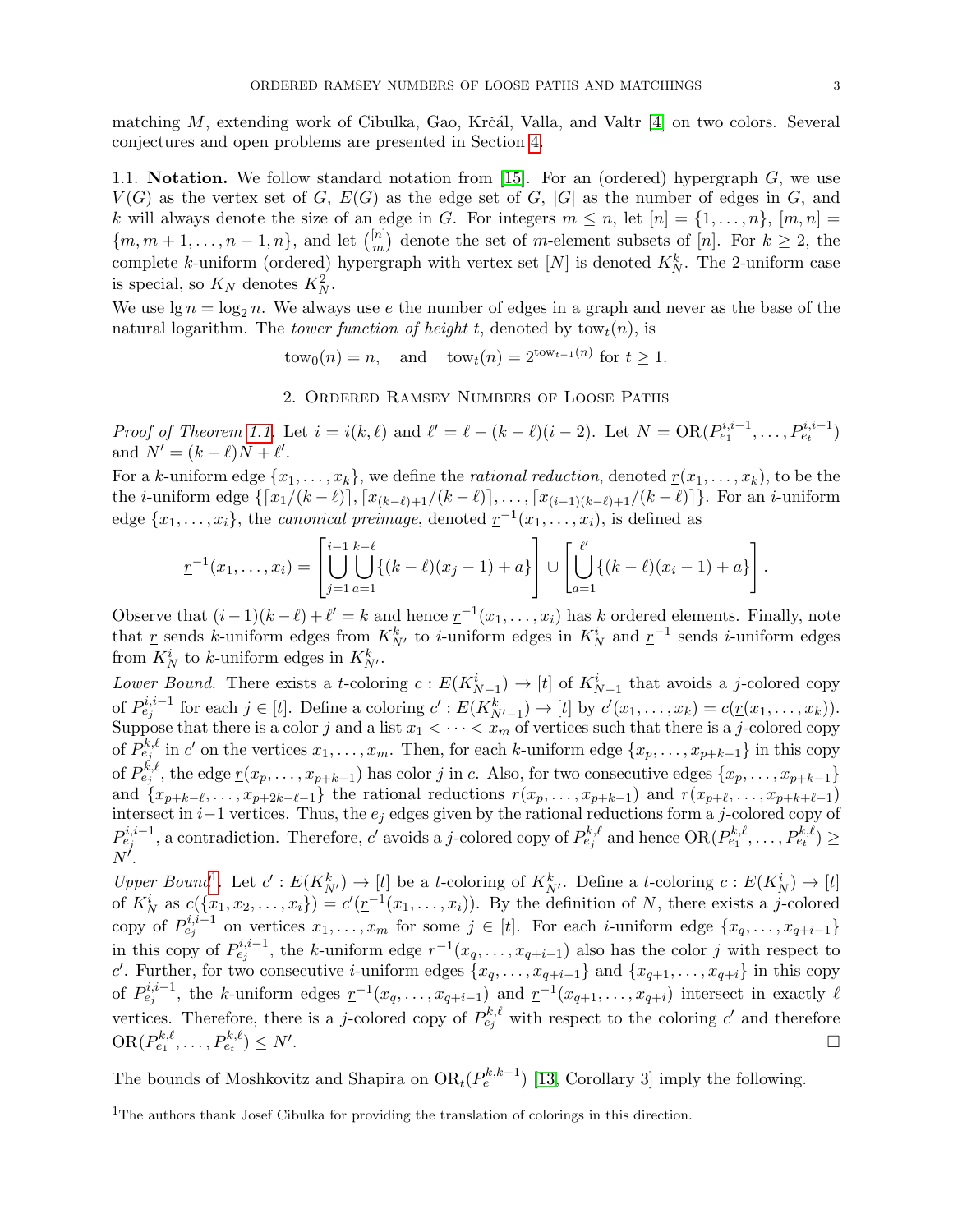matching $M$, extending work of Cibulka, Gao, Krčál, Valla, and Valtr [4] on two colors. Several conjectures and open problems are presented in Section 4.

1.1. **Notation.** We follow standard notation from [15]. For an (ordered) hypergraph $G$, we use $V(G)$ as the vertex set of $G$, $E(G)$ as the edge set of $G$, $|G|$ as the number of edges in $G$, and $k$ will always denote the size of an edge in $G$. For integers $m \le n$, let $[n] = \{1, \ldots, n\}$, $[m,n] = \{m, m+1, \ldots, n-1, n\}$, and let $\binom{[n]}{m}$ denote the set of $m$-element subsets of $[n]$. For $k \ge 2$, the complete $k$-uniform (ordered) hypergraph with vertex set $[N]$ is denoted $K_N^k$. The 2-uniform case is special, so $K_N$ denotes $K_N^2$.

We use $\lg n = \log_2 n$. We always use $e$ the number of edges in a graph and never as the base of the natural logarithm. The *tower function of height* $t$, denoted by $\operatorname{tow}_t(n)$, is

$$\operatorname{tow}_0(n) = n, \quad \text{and} \quad \operatorname{tow}_t(n) = 2^{\operatorname{tow}_{t-1}(n)} \text{ for } t \ge 1.$$

## 2. Ordered Ramsey Numbers of Loose Paths

*Proof of Theorem 1.1.* Let $i = i(k,\ell)$ and $\ell' = \ell - (k-\ell)(i-2)$. Let $N = \mathrm{OR}(P_{e_1}^{i,i-1}, \ldots, P_{e_t}^{i,i-1})$ and $N' = (k-\ell)N + \ell'$.

For a $k$-uniform edge $\{x_1, \ldots, x_k\}$, we define the *rational reduction*, denoted $\underline{r}(x_1, \ldots, x_k)$, to be the the $i$-uniform edge $\{\lceil x_1/(k-\ell)\rceil, \lceil x_{(k-\ell)+1}/(k-\ell)\rceil, \ldots, \lceil x_{(i-1)(k-\ell)+1}/(k-\ell)\rceil\}$. For an $i$-uniform edge $\{x_1, \ldots, x_i\}$, the *canonical preimage*, denoted $\underline{r}^{-1}(x_1, \ldots, x_i)$, is defined as

$$\underline{r}^{-1}(x_1, \ldots, x_i) = \left[\bigcup_{j=1}^{i-1} \bigcup_{a=1}^{k-\ell} \{(k-\ell)(x_j - 1) + a\}\right] \cup \left[\bigcup_{a=1}^{\ell'} \{(k-\ell)(x_i - 1) + a\}\right].$$

Observe that $(i-1)(k-\ell) + \ell' = k$ and hence $\underline{r}^{-1}(x_1, \ldots, x_i)$ has $k$ ordered elements. Finally, note that $\underline{r}$ sends $k$-uniform edges from $K_{N'}^k$ to $i$-uniform edges in $K_N^i$ and $\underline{r}^{-1}$ sends $i$-uniform edges from $K_N^i$ to $k$-uniform edges in $K_{N'}^k$.

*Lower Bound.* There exists a $t$-coloring $c : E(K_{N-1}^i) \to [t]$ of $K_{N-1}^i$ that avoids a $j$-colored copy of $P_{e_j}^{i,i-1}$ for each $j \in [t]$. Define a coloring $c' : E(K_{N'-1}^k) \to [t]$ by $c'(x_1, \ldots, x_k) = c(\underline{r}(x_1, \ldots, x_k))$. Suppose that there is a color $j$ and a list $x_1 < \cdots < x_m$ of vertices such that there is a $j$-colored copy of $P_{e_j}^{k,\ell}$ in $c'$ on the vertices $x_1, \ldots, x_m$. Then, for each $k$-uniform edge $\{x_p, \ldots, x_{p+k-1}\}$ in this copy of $P_{e_j}^{k,\ell}$, the edge $\underline{r}(x_p, \ldots, x_{p+k-1})$ has color $j$ in $c$. Also, for two consecutive edges $\{x_p, \ldots, x_{p+k-1}\}$ and $\{x_{p+k-\ell}, \ldots, x_{p+2k-\ell-1}\}$ the rational reductions $\underline{r}(x_p, \ldots, x_{p+k-1})$ and $\underline{r}(x_{p+\ell}, \ldots, x_{p+k+\ell-1})$ intersect in $i-1$ vertices. Thus, the $e_j$ edges given by the rational reductions form a $j$-colored copy of $P_{e_j}^{i,i-1}$, a contradiction. Therefore, $c'$ avoids a $j$-colored copy of $P_{e_j}^{k,\ell}$ and hence $\mathrm{OR}(P_{e_1}^{k,\ell}, \ldots, P_{e_t}^{k,\ell}) \ge N'$.

*Upper Bound*[1]. Let $c' : E(K_{N'}^k) \to [t]$ be a $t$-coloring of $K_{N'}^k$. Define a $t$-coloring $c : E(K_N^i) \to [t]$ of $K_N^i$ as $c(\{x_1, x_2, \ldots, x_i\}) = c'(\underline{r}^{-1}(x_1, \ldots, x_i))$. By the definition of $N$, there exists a $j$-colored copy of $P_{e_j}^{i,i-1}$ on vertices $x_1, \ldots, x_m$ for some $j \in [t]$. For each $i$-uniform edge $\{x_q, \ldots, x_{q+i-1}\}$ in this copy of $P_{e_j}^{i,i-1}$, the $k$-uniform edge $\underline{r}^{-1}(x_q, \ldots, x_{q+i-1})$ also has the color $j$ with respect to $c'$. Further, for two consecutive $i$-uniform edges $\{x_q, \ldots, x_{q+i-1}\}$ and $\{x_{q+1}, \ldots, x_{q+i}\}$ in this copy of $P_{e_j}^{i,i-1}$, the $k$-uniform edges $\underline{r}^{-1}(x_q, \ldots, x_{q+i-1})$ and $\underline{r}^{-1}(x_{q+1}, \ldots, x_{q+i})$ intersect in exactly $\ell$ vertices. Therefore, there is a $j$-colored copy of $P_{e_j}^{k,\ell}$ with respect to the coloring $c'$ and therefore $\mathrm{OR}(P_{e_1}^{k,\ell}, \ldots, P_{e_t}^{k,\ell}) \le N'$. $\square$

The bounds of Moshkovitz and Shapira on $\mathrm{OR}_t(P_e^{k,k-1})$ [13, Corollary 3] imply the following.

---

[1] The authors thank Josef Cibulka for providing the translation of colorings in this direction.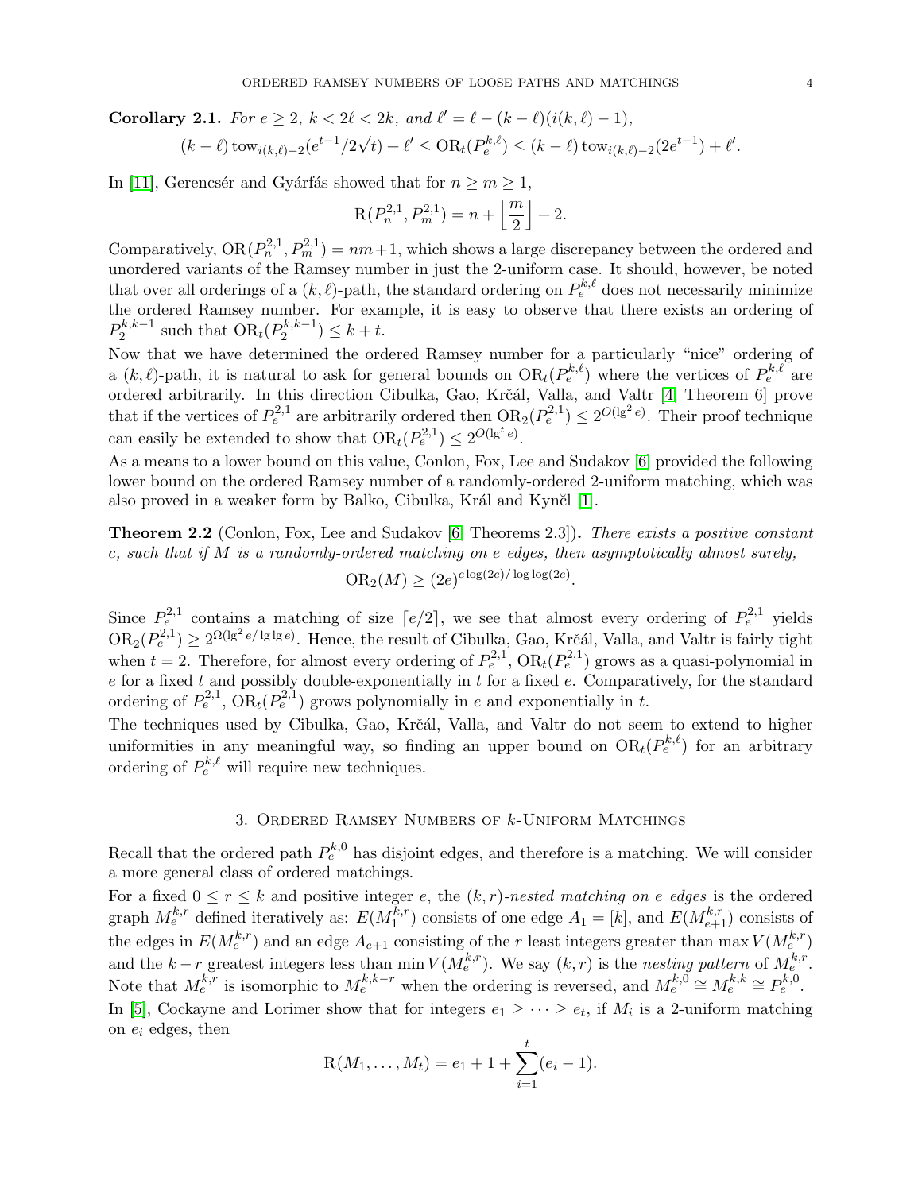**Corollary 2.1.** *For $e \geq 2$, $k < 2\ell < 2k$, and $\ell' = \ell - (k-\ell)(i(k,\ell)-1)$,*

$$(k-\ell)\,\mathrm{tow}_{i(k,\ell)-2}(e^{t-1}/2\sqrt{t}) + \ell' \leq \mathrm{OR}_t(P_e^{k,\ell}) \leq (k-\ell)\,\mathrm{tow}_{i(k,\ell)-2}(2e^{t-1}) + \ell'.$$

In [11], Gerencsér and Gyárfás showed that for $n \geq m \geq 1$,

$$\mathrm{R}(P_n^{2,1}, P_m^{2,1}) = n + \left\lfloor \frac{m}{2} \right\rfloor + 2.$$

Comparatively, $\mathrm{OR}(P_n^{2,1}, P_m^{2,1}) = nm+1$, which shows a large discrepancy between the ordered and unordered variants of the Ramsey number in just the 2-uniform case. It should, however, be noted that over all orderings of a $(k,\ell)$-path, the standard ordering on $P_e^{k,\ell}$ does not necessarily minimize the ordered Ramsey number. For example, it is easy to observe that there exists an ordering of $P_2^{k,k-1}$ such that $\mathrm{OR}_t(P_2^{k,k-1}) \leq k+t$.

Now that we have determined the ordered Ramsey number for a particularly "nice" ordering of a $(k,\ell)$-path, it is natural to ask for general bounds on $\mathrm{OR}_t(P_e^{k,\ell})$ where the vertices of $P_e^{k,\ell}$ are ordered arbitrarily. In this direction Cibulka, Gao, Krčál, Valla, and Valtr [4, Theorem 6] prove that if the vertices of $P_e^{2,1}$ are arbitrarily ordered then $\mathrm{OR}_2(P_e^{2,1}) \leq 2^{O(\lg^2 e)}$. Their proof technique can easily be extended to show that $\mathrm{OR}_t(P_e^{2,1}) \leq 2^{O(\lg^t e)}$.

As a means to a lower bound on this value, Conlon, Fox, Lee and Sudakov [6] provided the following lower bound on the ordered Ramsey number of a randomly-ordered 2-uniform matching, which was also proved in a weaker form by Balko, Cibulka, Král and Kynčl [1].

**Theorem 2.2** (Conlon, Fox, Lee and Sudakov [6, Theorems 2.3]). *There exists a positive constant $c$, such that if $M$ is a randomly-ordered matching on $e$ edges, then asymptotically almost surely,*

$$\mathrm{OR}_2(M) \geq (2e)^{c \log(2e)/\log\log(2e)}.$$

Since $P_e^{2,1}$ contains a matching of size $\lceil e/2 \rceil$, we see that almost every ordering of $P_e^{2,1}$ yields $\mathrm{OR}_2(P_e^{2,1}) \geq 2^{\Omega(\lg^2 e/\lg\lg e)}$. Hence, the result of Cibulka, Gao, Krčál, Valla, and Valtr is fairly tight when $t=2$. Therefore, for almost every ordering of $P_e^{2,1}$, $\mathrm{OR}_t(P_e^{2,1})$ grows as a quasi-polynomial in $e$ for a fixed $t$ and possibly double-exponentially in $t$ for a fixed $e$. Comparatively, for the standard ordering of $P_e^{2,1}$, $\mathrm{OR}_t(P_e^{2,1})$ grows polynomially in $e$ and exponentially in $t$.

The techniques used by Cibulka, Gao, Krčál, Valla, and Valtr do not seem to extend to higher uniformities in any meaningful way, so finding an upper bound on $\mathrm{OR}_t(P_e^{k,\ell})$ for an arbitrary ordering of $P_e^{k,\ell}$ will require new techniques.

## 3. Ordered Ramsey Numbers of $k$-Uniform Matchings

Recall that the ordered path $P_e^{k,0}$ has disjoint edges, and therefore is a matching. We will consider a more general class of ordered matchings.

For a fixed $0 \leq r \leq k$ and positive integer $e$, the $(k,r)$-*nested matching on $e$ edges* is the ordered graph $M_e^{k,r}$ defined iteratively as: $E(M_1^{k,r})$ consists of one edge $A_1 = [k]$, and $E(M_{e+1}^{k,r})$ consists of the edges in $E(M_e^{k,r})$ and an edge $A_{e+1}$ consisting of the $r$ least integers greater than $\max V(M_e^{k,r})$ and the $k-r$ greatest integers less than $\min V(M_e^{k,r})$. We say $(k,r)$ is the *nesting pattern* of $M_e^{k,r}$. Note that $M_e^{k,r}$ is isomorphic to $M_e^{k,k-r}$ when the ordering is reversed, and $M_e^{k,0} \cong M_e^{k,k} \cong P_e^{k,0}$.

In [5], Cockayne and Lorimer show that for integers $e_1 \geq \cdots \geq e_t$, if $M_i$ is a 2-uniform matching on $e_i$ edges, then

$$\mathrm{R}(M_1, \ldots, M_t) = e_1 + 1 + \sum_{i=1}^{t}(e_i - 1).$$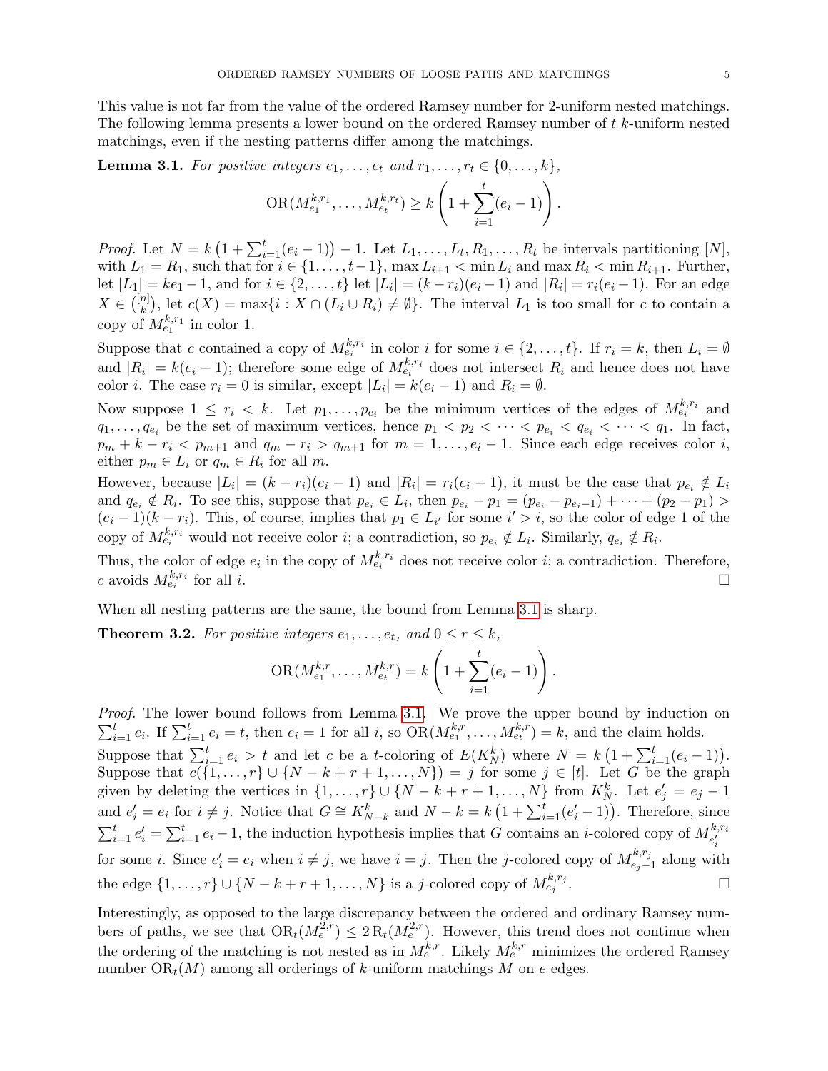This value is not far from the value of the ordered Ramsey number for 2-uniform nested matchings. The following lemma presents a lower bound on the ordered Ramsey number of $t$ $k$-uniform nested matchings, even if the nesting patterns differ among the matchings.

**Lemma 3.1.** *For positive integers $e_1, \dots, e_t$ and $r_1, \dots, r_t \in \{0, \dots, k\}$,*

$$\mathrm{OR}(M_{e_1}^{k,r_1}, \dots, M_{e_t}^{k,r_t}) \geq k\left(1 + \sum_{i=1}^{t}(e_i - 1)\right).$$

*Proof.* Let $N = k\left(1 + \sum_{i=1}^{t}(e_i - 1)\right) - 1$. Let $L_1, \dots, L_t, R_1, \dots, R_t$ be intervals partitioning $[N]$, with $L_1 = R_1$, such that for $i \in \{1, \dots, t-1\}$, $\max L_{i+1} < \min L_i$ and $\max R_i < \min R_{i+1}$. Further, let $|L_1| = ke_1 - 1$, and for $i \in \{2, \dots, t\}$ let $|L_i| = (k - r_i)(e_i - 1)$ and $|R_i| = r_i(e_i - 1)$. For an edge $X \in \binom{[n]}{k}$, let $c(X) = \max\{i : X \cap (L_i \cup R_i) \neq \emptyset\}$. The interval $L_1$ is too small for $c$ to contain a copy of $M_{e_1}^{k,r_1}$ in color 1.

Suppose that $c$ contained a copy of $M_{e_i}^{k,r_i}$ in color $i$ for some $i \in \{2, \dots, t\}$. If $r_i = k$, then $L_i = \emptyset$ and $|R_i| = k(e_i - 1)$; therefore some edge of $M_{e_i}^{k,r_i}$ does not intersect $R_i$ and hence does not have color $i$. The case $r_i = 0$ is similar, except $|L_i| = k(e_i - 1)$ and $R_i = \emptyset$.

Now suppose $1 \leq r_i < k$. Let $p_1, \dots, p_{e_i}$ be the minimum vertices of the edges of $M_{e_i}^{k,r_i}$ and $q_1, \dots, q_{e_i}$ be the set of maximum vertices, hence $p_1 < p_2 < \cdots < p_{e_i} < q_{e_i} < \cdots < q_1$. In fact, $p_m + k - r_i < p_{m+1}$ and $q_m - r_i > q_{m+1}$ for $m = 1, \dots, e_i - 1$. Since each edge receives color $i$, either $p_m \in L_i$ or $q_m \in R_i$ for all $m$.

However, because $|L_i| = (k - r_i)(e_i - 1)$ and $|R_i| = r_i(e_i - 1)$, it must be the case that $p_{e_i} \notin L_i$ and $q_{e_i} \notin R_i$. To see this, suppose that $p_{e_i} \in L_i$, then $p_{e_i} - p_1 = (p_{e_i} - p_{e_i - 1}) + \cdots + (p_2 - p_1) > (e_i - 1)(k - r_i)$. This, of course, implies that $p_1 \in L_{i'}$ for some $i' > i$, so the color of edge 1 of the copy of $M_{e_i}^{k,r_i}$ would not receive color $i$; a contradiction, so $p_{e_i} \notin L_i$. Similarly, $q_{e_i} \notin R_i$.

Thus, the color of edge $e_i$ in the copy of $M_{e_i}^{k,r_i}$ does not receive color $i$; a contradiction. Therefore, $c$ avoids $M_{e_i}^{k,r_i}$ for all $i$. □

When all nesting patterns are the same, the bound from Lemma 3.1 is sharp.

**Theorem 3.2.** *For positive integers $e_1, \dots, e_t$, and $0 \leq r \leq k$,*

$$\mathrm{OR}(M_{e_1}^{k,r}, \dots, M_{e_t}^{k,r}) = k\left(1 + \sum_{i=1}^{t}(e_i - 1)\right).$$

*Proof.* The lower bound follows from Lemma 3.1. We prove the upper bound by induction on $\sum_{i=1}^{t} e_i$. If $\sum_{i=1}^{t} e_i = t$, then $e_i = 1$ for all $i$, so $\mathrm{OR}(M_{e_1}^{k,r}, \dots, M_{e_t}^{k,r}) = k$, and the claim holds.

Suppose that $\sum_{i=1}^{t} e_i > t$ and let $c$ be a $t$-coloring of $E(K_N^k)$ where $N = k\left(1 + \sum_{i=1}^{t}(e_i - 1)\right)$. Suppose that $c(\{1, \dots, r\} \cup \{N - k + r + 1, \dots, N\}) = j$ for some $j \in [t]$. Let $G$ be the graph given by deleting the vertices in $\{1, \dots, r\} \cup \{N - k + r + 1, \dots, N\}$ from $K_N^k$. Let $e'_j = e_j - 1$ and $e'_i = e_i$ for $i \neq j$. Notice that $G \cong K_{N-k}^k$ and $N - k = k\left(1 + \sum_{i=1}^{t}(e'_i - 1)\right)$. Therefore, since $\sum_{i=1}^{t} e'_i = \sum_{i=1}^{t} e_i - 1$, the induction hypothesis implies that $G$ contains an $i$-colored copy of $M_{e'_i}^{k,r_i}$ for some $i$. Since $e'_i = e_i$ when $i \neq j$, we have $i = j$. Then the $j$-colored copy of $M_{e_j - 1}^{k,r_j}$ along with the edge $\{1, \dots, r\} \cup \{N - k + r + 1, \dots, N\}$ is a $j$-colored copy of $M_{e_j}^{k,r_j}$. □

Interestingly, as opposed to the large discrepancy between the ordered and ordinary Ramsey numbers of paths, we see that $\mathrm{OR}_t(M_e^{2,r}) \leq 2\,\mathrm{R}_t(M_e^{2,r})$. However, this trend does not continue when the ordering of the matching is not nested as in $M_e^{k,r}$. Likely $M_e^{k,r}$ minimizes the ordered Ramsey number $\mathrm{OR}_t(M)$ among all orderings of $k$-uniform matchings $M$ on $e$ edges.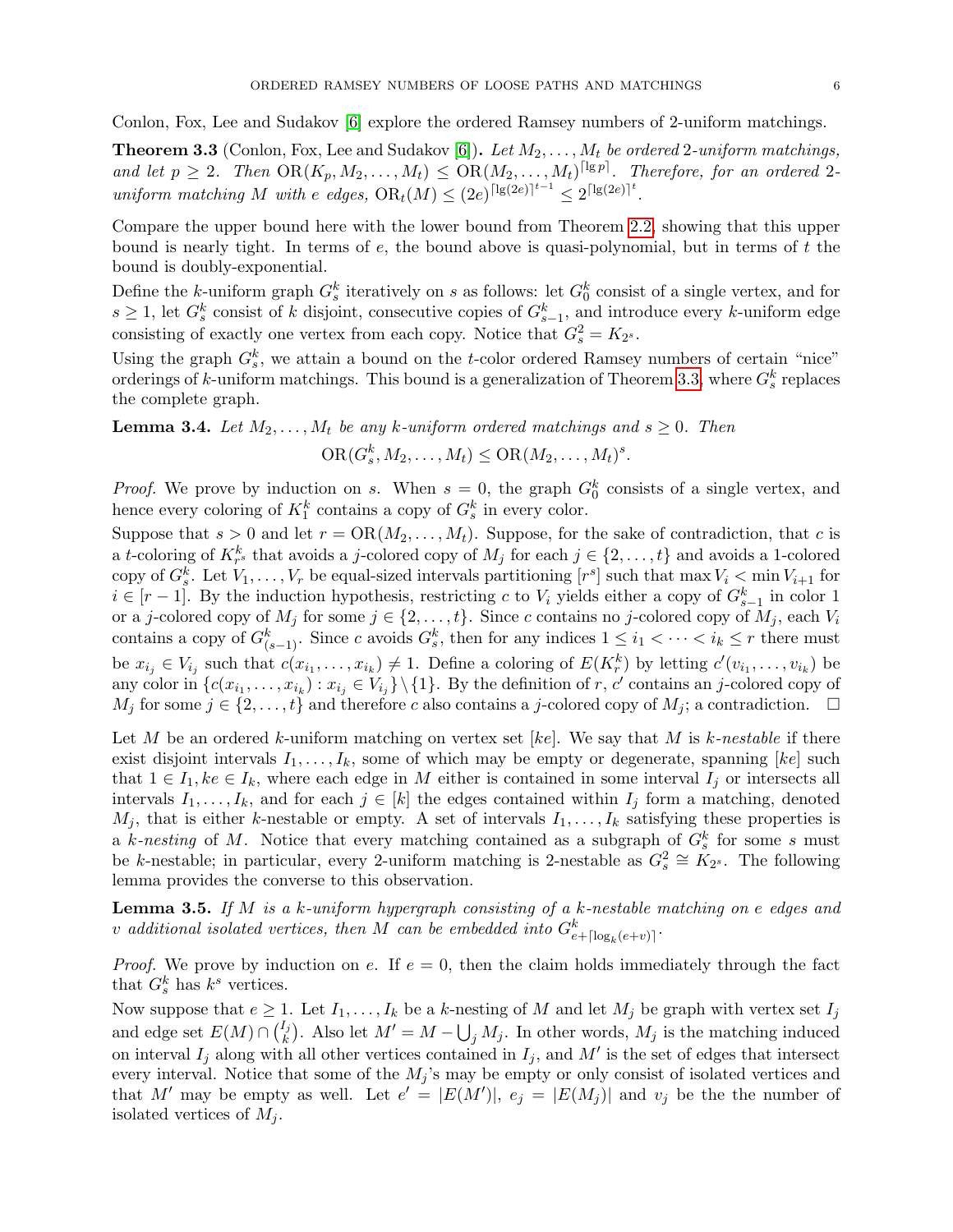Conlon, Fox, Lee and Sudakov [6] explore the ordered Ramsey numbers of 2-uniform matchings.

**Theorem 3.3** (Conlon, Fox, Lee and Sudakov [6])**.** *Let $M_2, \ldots, M_t$ be ordered 2-uniform matchings, and let $p \geq 2$. Then $\mathrm{OR}(K_p, M_2, \ldots, M_t) \leq \mathrm{OR}(M_2, \ldots, M_t)^{\lceil \lg p \rceil}$. Therefore, for an ordered 2-uniform matching $M$ with $e$ edges, $\mathrm{OR}_t(M) \leq (2e)^{\lceil \lg(2e) \rceil^{t-1}} \leq 2^{\lceil \lg(2e) \rceil^t}$.*

Compare the upper bound here with the lower bound from Theorem 2.2, showing that this upper bound is nearly tight. In terms of $e$, the bound above is quasi-polynomial, but in terms of $t$ the bound is doubly-exponential.

Define the $k$-uniform graph $G_s^k$ iteratively on $s$ as follows: let $G_0^k$ consist of a single vertex, and for $s \geq 1$, let $G_s^k$ consist of $k$ disjoint, consecutive copies of $G_{s-1}^k$, and introduce every $k$-uniform edge consisting of exactly one vertex from each copy. Notice that $G_s^2 = K_{2^s}$.

Using the graph $G_s^k$, we attain a bound on the $t$-color ordered Ramsey numbers of certain "nice" orderings of $k$-uniform matchings. This bound is a generalization of Theorem 3.3, where $G_s^k$ replaces the complete graph.

**Lemma 3.4.** *Let $M_2, \ldots, M_t$ be any $k$-uniform ordered matchings and $s \geq 0$. Then*

$$\mathrm{OR}(G_s^k, M_2, \ldots, M_t) \leq \mathrm{OR}(M_2, \ldots, M_t)^s.$$

*Proof.* We prove by induction on $s$. When $s = 0$, the graph $G_0^k$ consists of a single vertex, and hence every coloring of $K_1^k$ contains a copy of $G_s^k$ in every color.

Suppose that $s > 0$ and let $r = \mathrm{OR}(M_2, \ldots, M_t)$. Suppose, for the sake of contradiction, that $c$ is a $t$-coloring of $K_{r^s}^k$ that avoids a $j$-colored copy of $M_j$ for each $j \in \{2, \ldots, t\}$ and avoids a 1-colored copy of $G_s^k$. Let $V_1, \ldots, V_r$ be equal-sized intervals partitioning $[r^s]$ such that $\max V_i < \min V_{i+1}$ for $i \in [r-1]$. By the induction hypothesis, restricting $c$ to $V_i$ yields either a copy of $G_{s-1}^k$ in color 1 or a $j$-colored copy of $M_j$ for some $j \in \{2, \ldots, t\}$. Since $c$ contains no $j$-colored copy of $M_j$, each $V_i$ contains a copy of $G_{(s-1)}^k$. Since $c$ avoids $G_s^k$, then for any indices $1 \leq i_1 < \cdots < i_k \leq r$ there must be $x_{i_j} \in V_{i_j}$ such that $c(x_{i_1}, \ldots, x_{i_k}) \neq 1$. Define a coloring of $E(K_r^k)$ by letting $c'(v_{i_1}, \ldots, v_{i_k})$ be any color in $\{c(x_{i_1}, \ldots, x_{i_k}) : x_{i_j} \in V_{i_j}\} \setminus \{1\}$. By the definition of $r$, $c'$ contains an $j$-colored copy of $M_j$ for some $j \in \{2, \ldots, t\}$ and therefore $c$ also contains a $j$-colored copy of $M_j$; a contradiction. $\square$

Let $M$ be an ordered $k$-uniform matching on vertex set $[ke]$. We say that $M$ is *$k$-nestable* if there exist disjoint intervals $I_1, \ldots, I_k$, some of which may be empty or degenerate, spanning $[ke]$ such that $1 \in I_1, ke \in I_k$, where each edge in $M$ either is contained in some interval $I_j$ or intersects all intervals $I_1, \ldots, I_k$, and for each $j \in [k]$ the edges contained within $I_j$ form a matching, denoted $M_j$, that is either $k$-nestable or empty. A set of intervals $I_1, \ldots, I_k$ satisfying these properties is a *$k$-nesting* of $M$. Notice that every matching contained as a subgraph of $G_s^k$ for some $s$ must be $k$-nestable; in particular, every 2-uniform matching is 2-nestable as $G_s^2 \cong K_{2^s}$. The following lemma provides the converse to this observation.

**Lemma 3.5.** *If $M$ is a $k$-uniform hypergraph consisting of a $k$-nestable matching on $e$ edges and $v$ additional isolated vertices, then $M$ can be embedded into $G_{e+\lceil \log_k(e+v) \rceil}^k$.*

*Proof.* We prove by induction on $e$. If $e = 0$, then the claim holds immediately through the fact that $G_s^k$ has $k^s$ vertices.

Now suppose that $e \geq 1$. Let $I_1, \ldots, I_k$ be a $k$-nesting of $M$ and let $M_j$ be graph with vertex set $I_j$ and edge set $E(M) \cap \binom{I_j}{k}$. Also let $M' = M - \bigcup_j M_j$. In other words, $M_j$ is the matching induced on interval $I_j$ along with all other vertices contained in $I_j$, and $M'$ is the set of edges that intersect every interval. Notice that some of the $M_j$'s may be empty or only consist of isolated vertices and that $M'$ may be empty as well. Let $e' = |E(M')|$, $e_j = |E(M_j)|$ and $v_j$ be the the number of isolated vertices of $M_j$.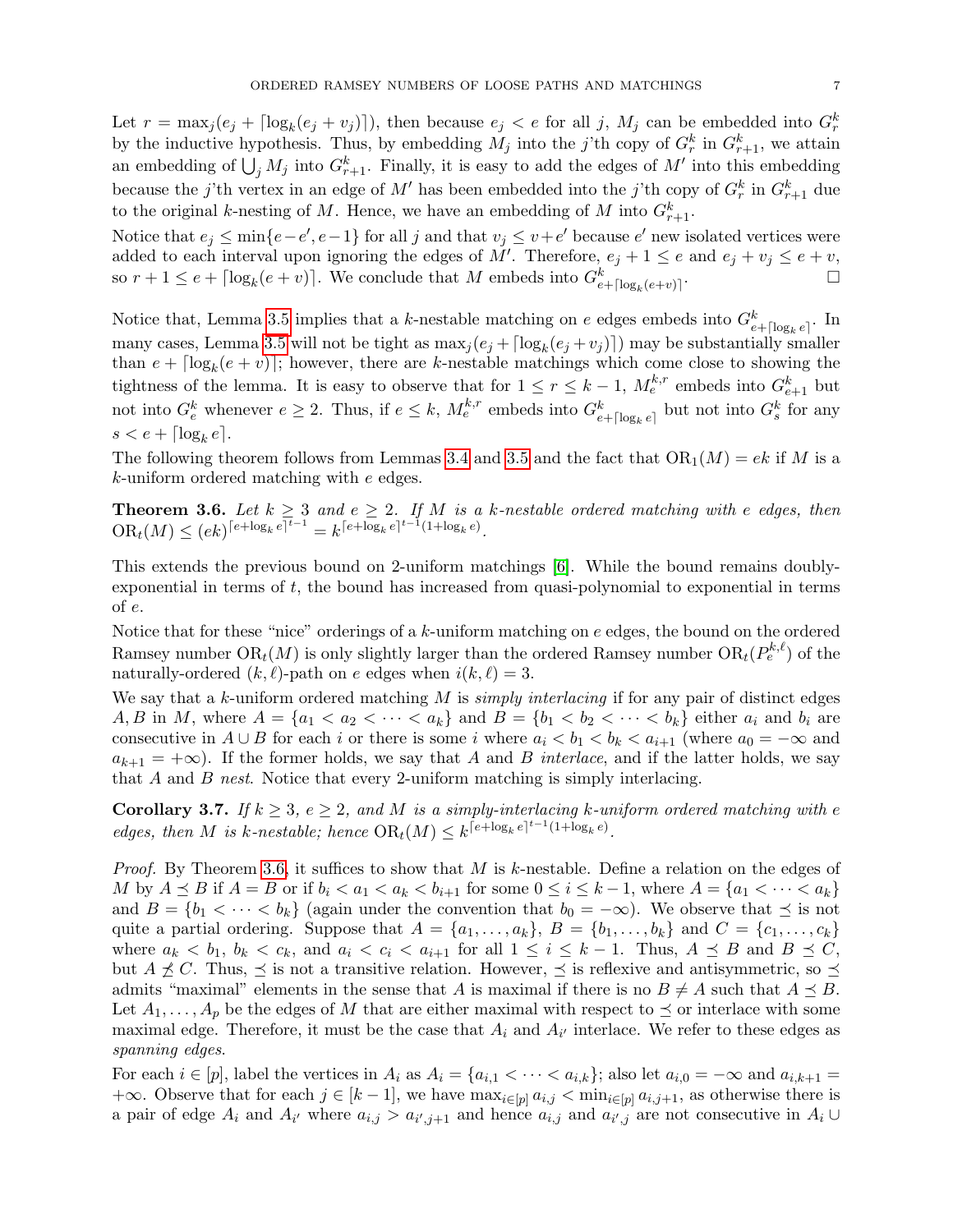Let $r = \max_j(e_j + \lceil \log_k(e_j + v_j) \rceil)$, then because $e_j < e$ for all $j$, $M_j$ can be embedded into $G^k_r$ by the inductive hypothesis. Thus, by embedding $M_j$ into the $j$'th copy of $G^k_r$ in $G^k_{r+1}$, we attain an embedding of $\bigcup_j M_j$ into $G^k_{r+1}$. Finally, it is easy to add the edges of $M'$ into this embedding because the $j$'th vertex in an edge of $M'$ has been embedded into the $j$'th copy of $G^k_r$ in $G^k_{r+1}$ due to the original $k$-nesting of $M$. Hence, we have an embedding of $M$ into $G^k_{r+1}$.

Notice that $e_j \le \min\{e - e', e - 1\}$ for all $j$ and that $v_j \le v + e'$ because $e'$ new isolated vertices were added to each interval upon ignoring the edges of $M'$. Therefore, $e_j + 1 \le e$ and $e_j + v_j \le e + v$, so $r + 1 \le e + \lceil \log_k(e + v) \rceil$. We conclude that $M$ embeds into $G^k_{e+\lceil \log_k(e+v) \rceil}$. □

Notice that, Lemma 3.5 implies that a $k$-nestable matching on $e$ edges embeds into $G^k_{e+\lceil \log_k e \rceil}$. In many cases, Lemma 3.5 will not be tight as $\max_j(e_j + \lceil \log_k(e_j + v_j) \rceil)$ may be substantially smaller than $e + \lceil \log_k(e + v) \rceil$; however, there are $k$-nestable matchings which come close to showing the tightness of the lemma. It is easy to observe that for $1 \le r \le k - 1$, $M^{k,r}_e$ embeds into $G^k_{e+1}$ but not into $G^k_e$ whenever $e \ge 2$. Thus, if $e \le k$, $M^{k,r}_e$ embeds into $G^k_{e+\lceil \log_k e \rceil}$ but not into $G^k_s$ for any $s < e + \lceil \log_k e \rceil$.

The following theorem follows from Lemmas 3.4 and 3.5 and the fact that $\mathrm{OR}_1(M) = ek$ if $M$ is a $k$-uniform ordered matching with $e$ edges.

**Theorem 3.6.** *Let $k \ge 3$ and $e \ge 2$. If $M$ is a $k$-nestable ordered matching with $e$ edges, then* $\mathrm{OR}_t(M) \le (ek)^{\lceil e+\log_k e \rceil^{t-1}} = k^{\lceil e+\log_k e \rceil^{t-1}(1+\log_k e)}$.

This extends the previous bound on 2-uniform matchings [6]. While the bound remains doubly-exponential in terms of $t$, the bound has increased from quasi-polynomial to exponential in terms of $e$.

Notice that for these "nice" orderings of a $k$-uniform matching on $e$ edges, the bound on the ordered Ramsey number $\mathrm{OR}_t(M)$ is only slightly larger than the ordered Ramsey number $\mathrm{OR}_t(P^{k,\ell}_e)$ of the naturally-ordered $(k, \ell)$-path on $e$ edges when $i(k, \ell) = 3$.

We say that a $k$-uniform ordered matching $M$ is *simply interlacing* if for any pair of distinct edges $A, B$ in $M$, where $A = \{a_1 < a_2 < \cdots < a_k\}$ and $B = \{b_1 < b_2 < \cdots < b_k\}$ either $a_i$ and $b_i$ are consecutive in $A \cup B$ for each $i$ or there is some $i$ where $a_i < b_1 < b_k < a_{i+1}$ (where $a_0 = -\infty$ and $a_{k+1} = +\infty$). If the former holds, we say that $A$ and $B$ *interlace*, and if the latter holds, we say that $A$ and $B$ *nest*. Notice that every 2-uniform matching is simply interlacing.

**Corollary 3.7.** *If $k \ge 3$, $e \ge 2$, and $M$ is a simply-interlacing $k$-uniform ordered matching with $e$ edges, then $M$ is $k$-nestable; hence* $\mathrm{OR}_t(M) \le k^{\lceil e+\log_k e \rceil^{t-1}(1+\log_k e)}$.

*Proof.* By Theorem 3.6, it suffices to show that $M$ is $k$-nestable. Define a relation on the edges of $M$ by $A \preceq B$ if $A = B$ or if $b_i < a_1 < a_k < b_{i+1}$ for some $0 \le i \le k - 1$, where $A = \{a_1 < \cdots < a_k\}$ and $B = \{b_1 < \cdots < b_k\}$ (again under the convention that $b_0 = -\infty$). We observe that $\preceq$ is not quite a partial ordering. Suppose that $A = \{a_1, \ldots, a_k\}$, $B = \{b_1, \ldots, b_k\}$ and $C = \{c_1, \ldots, c_k\}$ where $a_k < b_1$, $b_k < c_k$, and $a_i < c_i < a_{i+1}$ for all $1 \le i \le k - 1$. Thus, $A \preceq B$ and $B \preceq C$, but $A \not\preceq C$. Thus, $\preceq$ is not a transitive relation. However, $\preceq$ is reflexive and antisymmetric, so $\preceq$ admits "maximal" elements in the sense that $A$ is maximal if there is no $B \neq A$ such that $A \preceq B$. Let $A_1, \ldots, A_p$ be the edges of $M$ that are either maximal with respect to $\preceq$ or interlace with some maximal edge. Therefore, it must be the case that $A_i$ and $A_{i'}$ interlace. We refer to these edges as *spanning edges*.

For each $i \in [p]$, label the vertices in $A_i$ as $A_i = \{a_{i,1} < \cdots < a_{i,k}\}$; also let $a_{i,0} = -\infty$ and $a_{i,k+1} = +\infty$. Observe that for each $j \in [k-1]$, we have $\max_{i \in [p]} a_{i,j} < \min_{i \in [p]} a_{i,j+1}$, as otherwise there is a pair of edge $A_i$ and $A_{i'}$ where $a_{i,j} > a_{i',j+1}$ and hence $a_{i,j}$ and $a_{i',j}$ are not consecutive in $A_i \cup$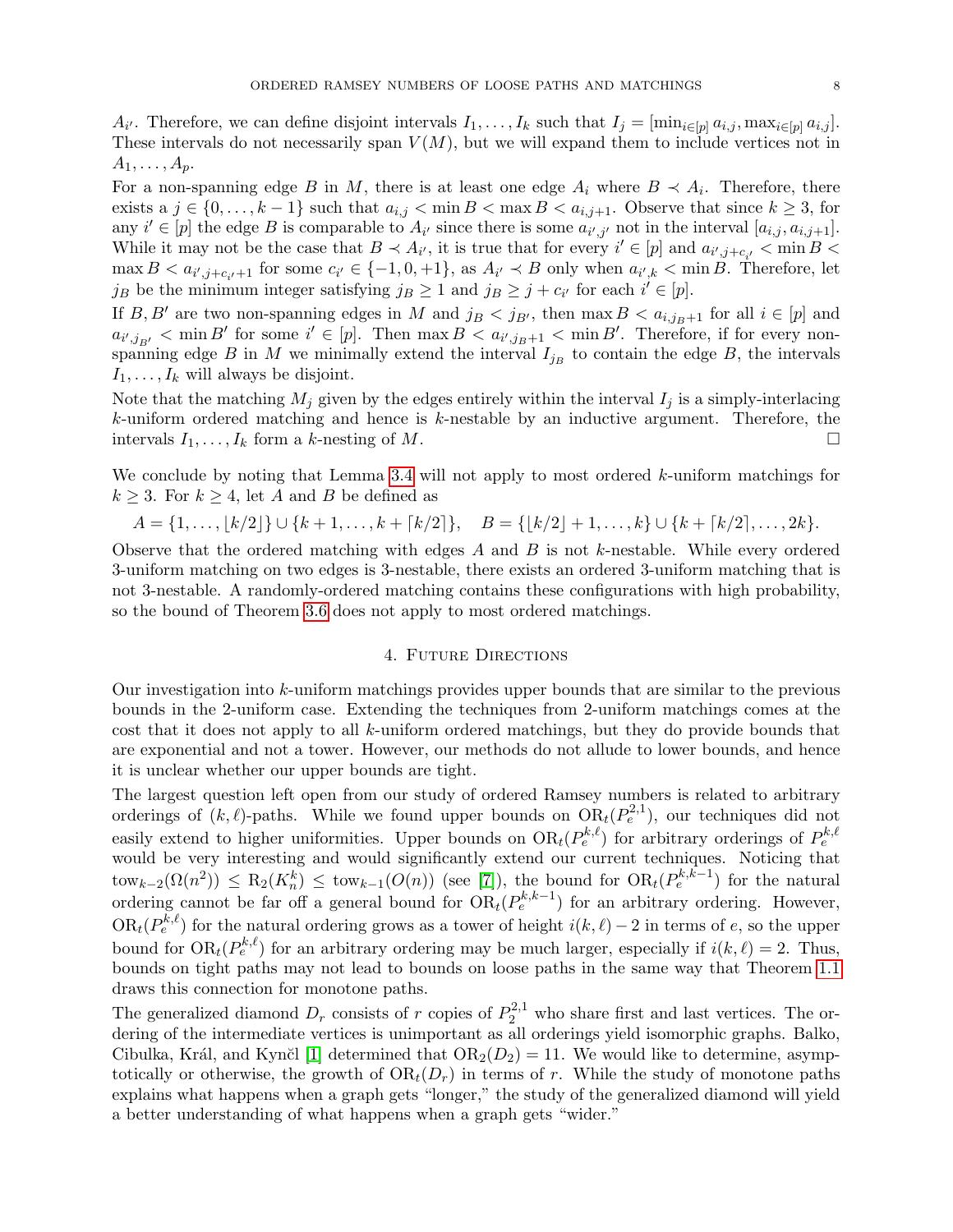$A_{i'}$. Therefore, we can define disjoint intervals $I_1, \ldots, I_k$ such that $I_j = [\min_{i\in[p]} a_{i,j}, \max_{i\in[p]} a_{i,j}]$. These intervals do not necessarily span $V(M)$, but we will expand them to include vertices not in $A_1, \ldots, A_p$.

For a non-spanning edge $B$ in $M$, there is at least one edge $A_i$ where $B \prec A_i$. Therefore, there exists a $j \in \{0, \ldots, k-1\}$ such that $a_{i,j} < \min B < \max B < a_{i,j+1}$. Observe that since $k \geq 3$, for any $i' \in [p]$ the edge $B$ is comparable to $A_{i'}$ since there is some $a_{i',j'}$ not in the interval $[a_{i,j}, a_{i,j+1}]$. While it may not be the case that $B \prec A_{i'}$, it is true that for every $i' \in [p]$ and $a_{i',j+c_{i'}} < \min B < \max B < a_{i',j+c_{i'}+1}$ for some $c_{i'} \in \{-1, 0, +1\}$, as $A_{i'} \prec B$ only when $a_{i',k} < \min B$. Therefore, let $j_B$ be the minimum integer satisfying $j_B \geq 1$ and $j_B \geq j + c_{i'}$ for each $i' \in [p]$.

If $B, B'$ are two non-spanning edges in $M$ and $j_B < j_{B'}$, then $\max B < a_{i,j_B+1}$ for all $i \in [p]$ and $a_{i',j_{B'}} < \min B'$ for some $i' \in [p]$. Then $\max B < a_{i',j_B+1} < \min B'$. Therefore, if for every non-spanning edge $B$ in $M$ we minimally extend the interval $I_{j_B}$ to contain the edge $B$, the intervals $I_1, \ldots, I_k$ will always be disjoint.

Note that the matching $M_j$ given by the edges entirely within the interval $I_j$ is a simply-interlacing $k$-uniform ordered matching and hence is $k$-nestable by an inductive argument. Therefore, the intervals $I_1, \ldots, I_k$ form a $k$-nesting of $M$. □

We conclude by noting that Lemma 3.4 will not apply to most ordered $k$-uniform matchings for $k \geq 3$. For $k \geq 4$, let $A$ and $B$ be defined as

$$A = \{1, \ldots, \lfloor k/2 \rfloor\} \cup \{k+1, \ldots, k + \lceil k/2 \rceil\}, \quad B = \{\lfloor k/2 \rfloor + 1, \ldots, k\} \cup \{k + \lceil k/2 \rceil, \ldots, 2k\}.$$

Observe that the ordered matching with edges $A$ and $B$ is not $k$-nestable. While every ordered 3-uniform matching on two edges is 3-nestable, there exists an ordered 3-uniform matching that is not 3-nestable. A randomly-ordered matching contains these configurations with high probability, so the bound of Theorem 3.6 does not apply to most ordered matchings.

## 4. Future Directions

Our investigation into $k$-uniform matchings provides upper bounds that are similar to the previous bounds in the 2-uniform case. Extending the techniques from 2-uniform matchings comes at the cost that it does not apply to all $k$-uniform ordered matchings, but they do provide bounds that are exponential and not a tower. However, our methods do not allude to lower bounds, and hence it is unclear whether our upper bounds are tight.

The largest question left open from our study of ordered Ramsey numbers is related to arbitrary orderings of $(k, \ell)$-paths. While we found upper bounds on $\mathrm{OR}_t(P_e^{2,1})$, our techniques did not easily extend to higher uniformities. Upper bounds on $\mathrm{OR}_t(P_e^{k,\ell})$ for arbitrary orderings of $P_e^{k,\ell}$ would be very interesting and would significantly extend our current techniques. Noticing that $\mathrm{tow}_{k-2}(\Omega(n^2)) \leq \mathrm{R}_2(K_n^k) \leq \mathrm{tow}_{k-1}(O(n))$ (see [7]), the bound for $\mathrm{OR}_t(P_e^{k,k-1})$ for the natural ordering cannot be far off a general bound for $\mathrm{OR}_t(P_e^{k,k-1})$ for an arbitrary ordering. However, $\mathrm{OR}_t(P_e^{k,\ell})$ for the natural ordering grows as a tower of height $i(k,\ell) - 2$ in terms of $e$, so the upper bound for $\mathrm{OR}_t(P_e^{k,\ell})$ for an arbitrary ordering may be much larger, especially if $i(k,\ell) = 2$. Thus, bounds on tight paths may not lead to bounds on loose paths in the same way that Theorem 1.1 draws this connection for monotone paths.

The generalized diamond $D_r$ consists of $r$ copies of $P_2^{2,1}$ who share first and last vertices. The ordering of the intermediate vertices is unimportant as all orderings yield isomorphic graphs. Balko, Cibulka, Král, and Kynčl [1] determined that $\mathrm{OR}_2(D_2) = 11$. We would like to determine, asymptotically or otherwise, the growth of $\mathrm{OR}_t(D_r)$ in terms of $r$. While the study of monotone paths explains what happens when a graph gets "longer," the study of the generalized diamond will yield a better understanding of what happens when a graph gets "wider."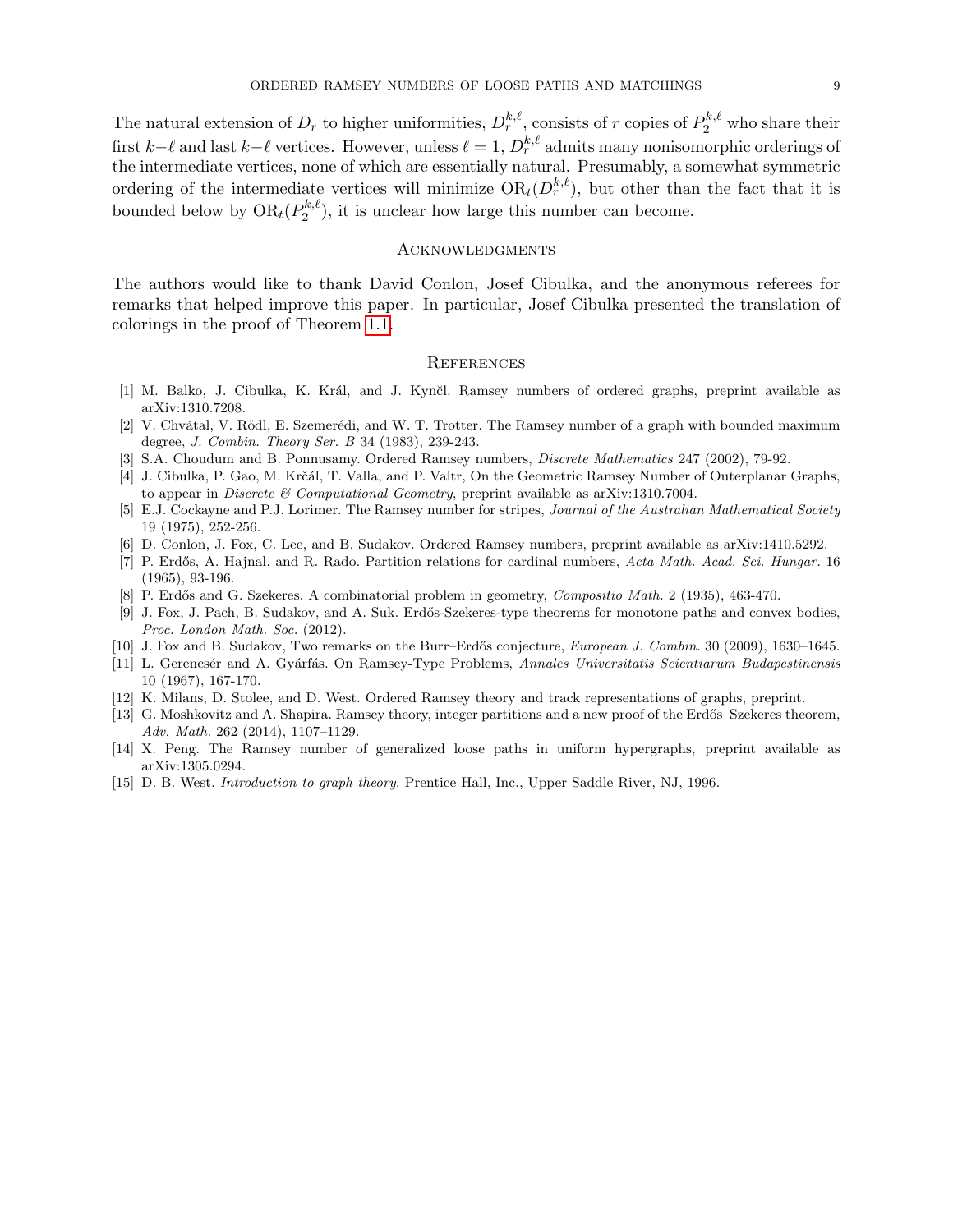The natural extension of $D_r$ to higher uniformities, $D_r^{k,\ell}$, consists of $r$ copies of $P_2^{k,\ell}$ who share their first $k-\ell$ and last $k-\ell$ vertices. However, unless $\ell = 1$, $D_r^{k,\ell}$ admits many nonisomorphic orderings of the intermediate vertices, none of which are essentially natural. Presumably, a somewhat symmetric ordering of the intermediate vertices will minimize $\mathrm{OR}_t(D_r^{k,\ell})$, but other than the fact that it is bounded below by $\mathrm{OR}_t(P_2^{k,\ell})$, it is unclear how large this number can become.

## Acknowledgments

The authors would like to thank David Conlon, Josef Cibulka, and the anonymous referees for remarks that helped improve this paper. In particular, Josef Cibulka presented the translation of colorings in the proof of Theorem 1.1.

## References

[1] M. Balko, J. Cibulka, K. Král, and J. Kynčl. Ramsey numbers of ordered graphs, preprint available as arXiv:1310.7208.

[2] V. Chvátal, V. Rödl, E. Szemerédi, and W. T. Trotter. The Ramsey number of a graph with bounded maximum degree, *J. Combin. Theory Ser. B* 34 (1983), 239-243.

[3] S.A. Choudum and B. Ponnusamy. Ordered Ramsey numbers, *Discrete Mathematics* 247 (2002), 79-92.

[4] J. Cibulka, P. Gao, M. Krčál, T. Valla, and P. Valtr, On the Geometric Ramsey Number of Outerplanar Graphs, to appear in *Discrete & Computational Geometry*, preprint available as arXiv:1310.7004.

[5] E.J. Cockayne and P.J. Lorimer. The Ramsey number for stripes, *Journal of the Australian Mathematical Society* 19 (1975), 252-256.

[6] D. Conlon, J. Fox, C. Lee, and B. Sudakov. Ordered Ramsey numbers, preprint available as arXiv:1410.5292.

[7] P. Erdős, A. Hajnal, and R. Rado. Partition relations for cardinal numbers, *Acta Math. Acad. Sci. Hungar.* 16 (1965), 93-196.

[8] P. Erdős and G. Szekeres. A combinatorial problem in geometry, *Compositio Math.* 2 (1935), 463-470.

[9] J. Fox, J. Pach, B. Sudakov, and A. Suk. Erdős-Szekeres-type theorems for monotone paths and convex bodies, *Proc. London Math. Soc.* (2012).

[10] J. Fox and B. Sudakov, Two remarks on the Burr–Erdős conjecture, *European J. Combin.* 30 (2009), 1630–1645.

[11] L. Gerencsér and A. Gyárfás. On Ramsey-Type Problems, *Annales Universitatis Scientiarum Budapestinensis* 10 (1967), 167-170.

[12] K. Milans, D. Stolee, and D. West. Ordered Ramsey theory and track representations of graphs, preprint.

[13] G. Moshkovitz and A. Shapira. Ramsey theory, integer partitions and a new proof of the Erdős–Szekeres theorem, *Adv. Math.* 262 (2014), 1107–1129.

[14] X. Peng. The Ramsey number of generalized loose paths in uniform hypergraphs, preprint available as arXiv:1305.0294.

[15] D. B. West. *Introduction to graph theory.* Prentice Hall, Inc., Upper Saddle River, NJ, 1996.